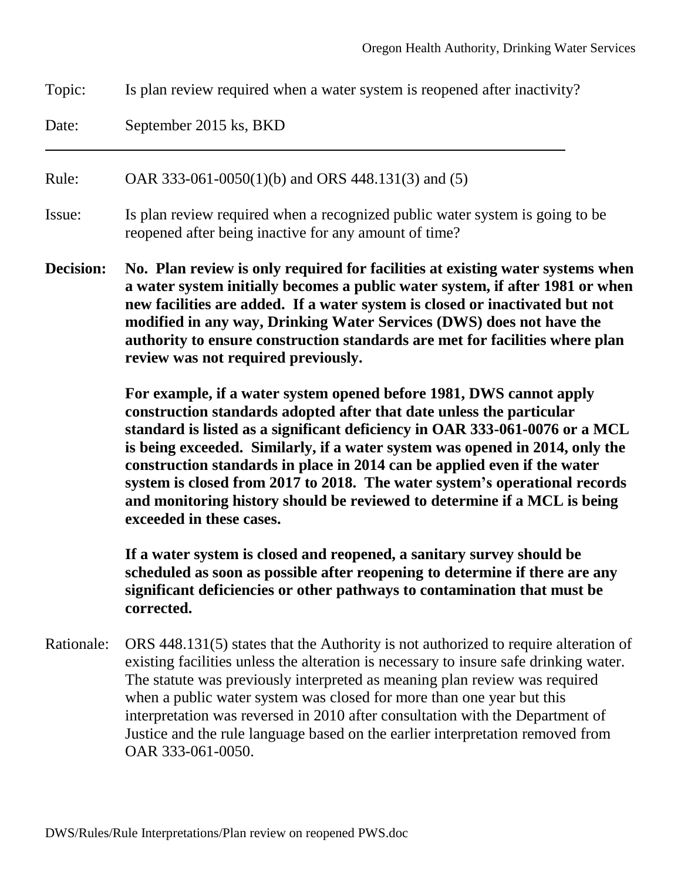Topic: Is plan review required when a water system is reopened after inactivity?

Date: September 2015 ks, BKD

---

Rule: OAR 333-061-0050(1)(b) and ORS 448.131(3) and (5)

Issue: Is plan review required when a recognized public water system is going to be reopened after being inactive for any amount of time?

**Decision: No. Plan review is only required for facilities at existing water systems when a water system initially becomes a public water system, if after 1981 or when new facilities are added. If a water system is closed or inactivated but not modified in any way, Drinking Water Services (DWS) does not have the authority to ensure construction standards are met for facilities where plan review was not required previously.**

**For example, if a water system opened before 1981, DWS cannot apply construction standards adopted after that date unless the particular standard is listed as a significant deficiency in OAR 333-061-0076 or a MCL is being exceeded. Similarly, if a water system was opened in 2014, only the construction standards in place in 2014 can be applied even if the water system is closed from 2017 to 2018. The water system's operational records and monitoring history should be reviewed to determine if a MCL is being exceeded in these cases.**

**If a water system is closed and reopened, a sanitary survey should be scheduled as soon as possible after reopening to determine if there are any significant deficiencies or other pathways to contamination that must be corrected.**

Rationale: ORS 448.131(5) states that the Authority is not authorized to require alteration of existing facilities unless the alteration is necessary to insure safe drinking water. The statute was previously interpreted as meaning plan review was required when a public water system was closed for more than one year but this interpretation was reversed in 2010 after consultation with the Department of Justice and the rule language based on the earlier interpretation removed from OAR 333-061-0050.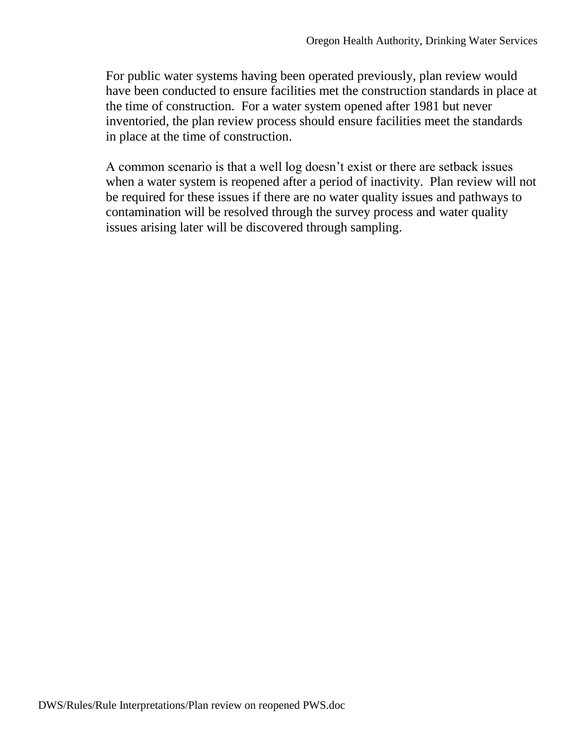For public water systems having been operated previously, plan review would have been conducted to ensure facilities met the construction standards in place at the time of construction. For a water system opened after 1981 but never inventoried, the plan review process should ensure facilities meet the standards in place at the time of construction.

A common scenario is that a well log doesn't exist or there are setback issues when a water system is reopened after a period of inactivity. Plan review will not be required for these issues if there are no water quality issues and pathways to contamination will be resolved through the survey process and water quality issues arising later will be discovered through sampling.